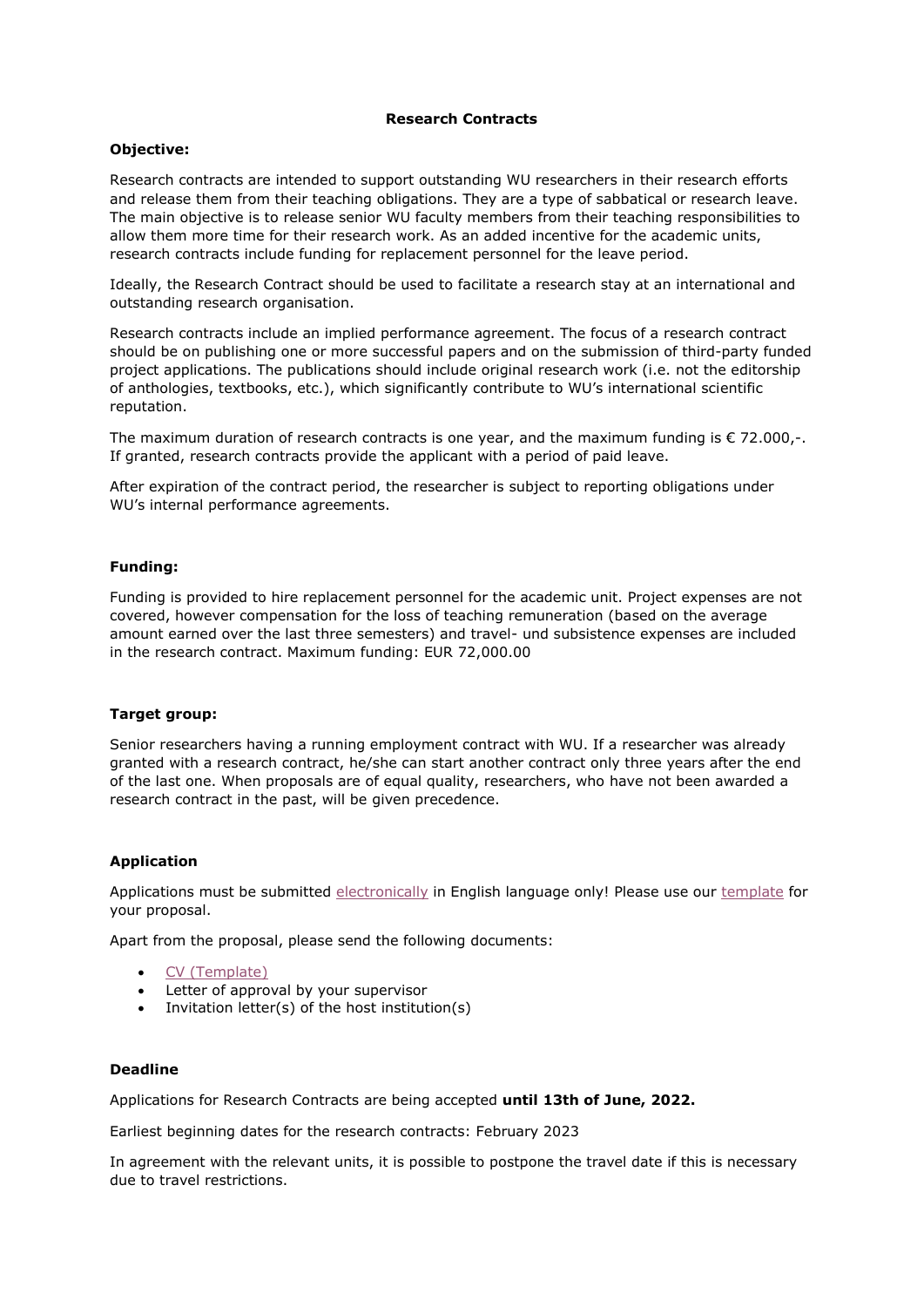# Research Contracts

**Objective:**

Research contracts are intended to support outstanding WU researchers in their research efforts and release them from their teaching obligations. They are a type of sabbatical or research leave. The main objective is to release senior WU faculty members from their teaching responsibilities to allow them more time for their research work. As an added incentive for the academic units, research contracts include funding for replacement personnel for the leave period.

Ideally, the Research Contract should be used to facilitate a research stay at an international and outstanding research organisation.

Research contracts include an implied performance agreement. The focus of a research contract should be on publishing one or more successful papers and on the submission of third-party funded project applications. The publications should include original research work (i.e. not the editorship of anthologies, textbooks, etc.), which significantly contribute to WU's international scientific reputation.

The maximum duration of research contracts is one year, and the maximum funding is € 72.000,-. If granted, research contracts provide the applicant with a period of paid leave.

After expiration of the contract period, the researcher is subject to reporting obligations under WU's internal performance agreements.

**Funding:**

Funding is provided to hire replacement personnel for the academic unit. Project expenses are not covered, however compensation for the loss of teaching remuneration (based on the average amount earned over the last three semesters) and travel- und subsistence expenses are included in the research contract. Maximum funding: EUR 72,000.00

**Target group:**

Senior researchers having a running employment contract with WU. If a researcher was already granted with a research contract, he/she can start another contract only three years after the end of the last one. When proposals are of equal quality, researchers, who have not been awarded a research contract in the past, will be given precedence.

**Application**

Applications must be submitted electronically in English language only! Please use our template for your proposal.

Apart from the proposal, please send the following documents:

- CV (Template)
- Letter of approval by your supervisor
- Invitation letter(s) of the host institution(s)

**Deadline**

Applications for Research Contracts are being accepted **until 13th of June, 2022.**

Earliest beginning dates for the research contracts: February 2023

In agreement with the relevant units, it is possible to postpone the travel date if this is necessary due to travel restrictions.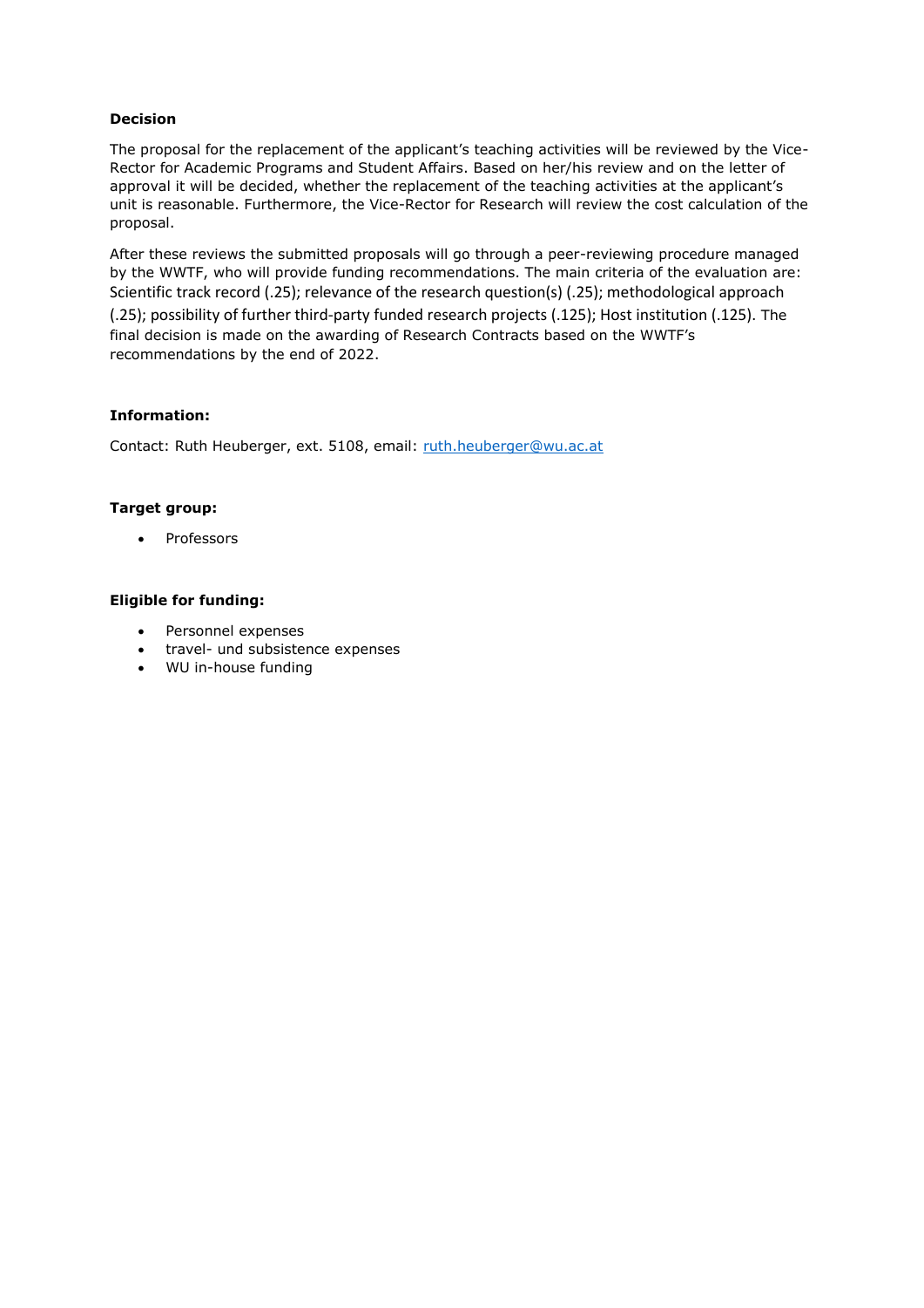**Decision**

The proposal for the replacement of the applicant's teaching activities will be reviewed by the Vice-Rector for Academic Programs and Student Affairs. Based on her/his review and on the letter of approval it will be decided, whether the replacement of the teaching activities at the applicant's unit is reasonable. Furthermore, the Vice-Rector for Research will review the cost calculation of the proposal.

After these reviews the submitted proposals will go through a peer-reviewing procedure managed by the WWTF, who will provide funding recommendations. The main criteria of the evaluation are: Scientific track record (.25); relevance of the research question(s) (.25); methodological approach (.25); possibility of further third-party funded research projects (.125); Host institution (.125). The final decision is made on the awarding of Research Contracts based on the WWTF's recommendations by the end of 2022.

**Information:**

Contact: Ruth Heuberger, ext. 5108, email: ruth.heuberger@wu.ac.at

**Target group:**

- Professors

**Eligible for funding:**

- Personnel expenses
- travel- und subsistence expenses
- WU in-house funding